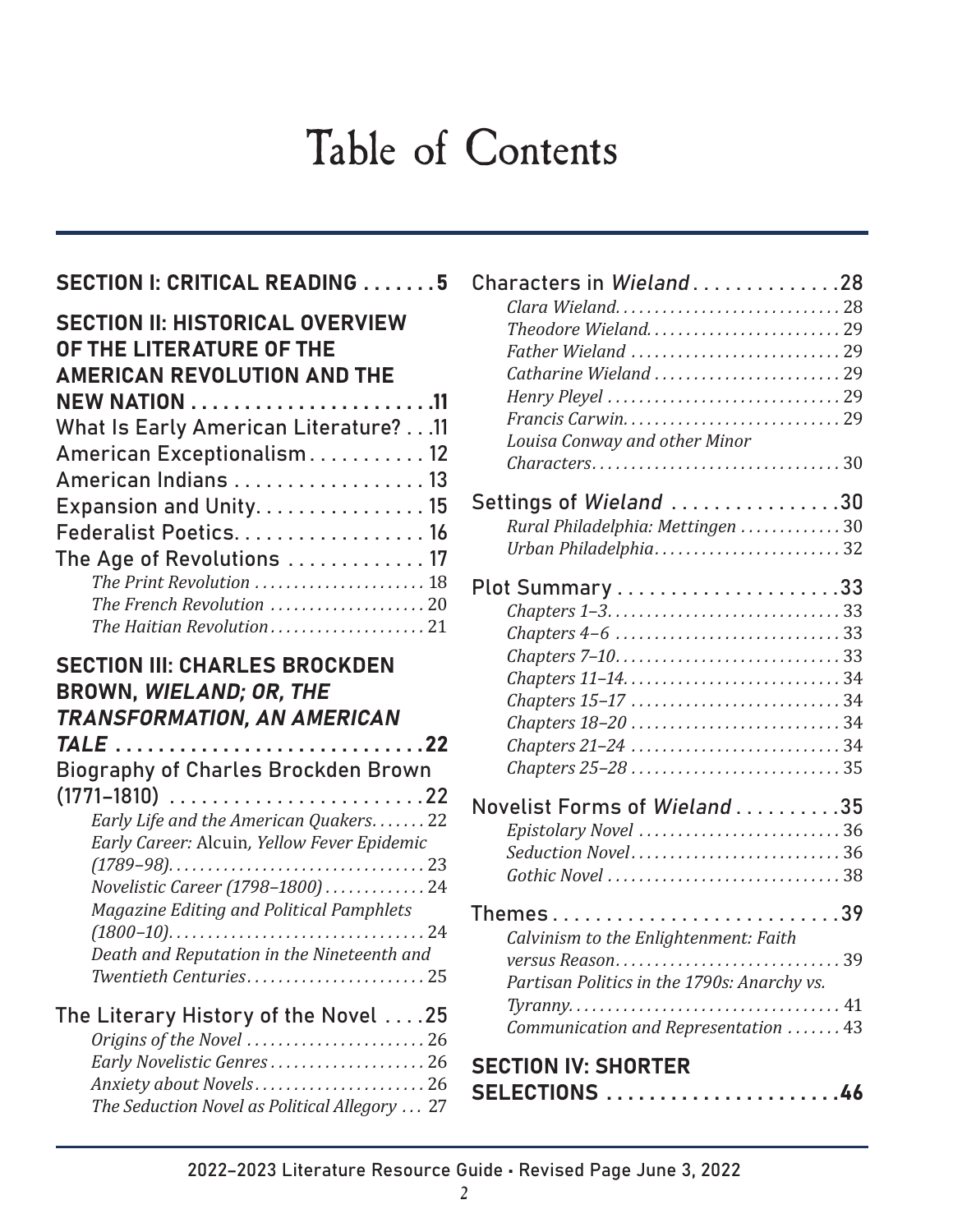# Table of Contents

**SECTION I: CRITICAL READING . . . . . . . 5**

**SECTION II: HISTORICAL OVERVIEW OF THE LITERATURE OF THE AMERICAN REVOLUTION AND THE NEW NATION . . . . . . . . . . . . . . . . . . . . . . .11**

What Is Early American Literature? . . .11

American Exceptionalism. . . . . . . . . . . 12

American Indians . . . . . . . . . . . . . . . . . . 13

Expansion and Unity. . . . . . . . . . . . . . . . 15

Federalist Poetics. . . . . . . . . . . . . . . . . . 16

The Age of Revolutions . . . . . . . . . . . . . 17

- *The Print Revolution* . . . . . . . . . . . . . . . . . . . . . 18
- *The French Revolution* . . . . . . . . . . . . . . . . . . . 20
- *The Haitian Revolution* . . . . . . . . . . . . . . . . . . . 21

**SECTION III: CHARLES BROCKDEN BROWN, *WIELAND; OR, THE TRANSFORMATION, AN AMERICAN TALE* . . . . . . . . . . . . . . . . . . . . . . . . . . . . .22**

Biography of Charles Brockden Brown (1771–1810) . . . . . . . . . . . . . . . . . . . . . . . . .22

- *Early Life and the American Quakers.* . . . . . . . 22
- *Early Career:* Alcuin*, Yellow Fever Epidemic (1789–98).* . . . . . . . . . . . . . . . . . . . . . . . . . . . . . . . . 23
- *Novelistic Career (1798–1800)* . . . . . . . . . . . . 24
- *Magazine Editing and Political Pamphlets (1800–10).* . . . . . . . . . . . . . . . . . . . . . . . . . . . . . . . . 24
- *Death and Reputation in the Nineteenth and Twentieth Centuries* . . . . . . . . . . . . . . . . . . . . . . . 25

The Literary History of the Novel . . . .25

- *Origins of the Novel* . . . . . . . . . . . . . . . . . . . . . . 26
- *Early Novelistic Genres* . . . . . . . . . . . . . . . . . . . 26
- *Anxiety about Novels* . . . . . . . . . . . . . . . . . . . . . 26
- *The Seduction Novel as Political Allegory* . . . 27

Characters in *Wieland* . . . . . . . . . . . . . .28

- *Clara Wieland* . . . . . . . . . . . . . . . . . . . . . . . . . . . . 28
- *Theodore Wieland* . . . . . . . . . . . . . . . . . . . . . . . . . 29
- *Father Wieland* . . . . . . . . . . . . . . . . . . . . . . . . . . . 29
- *Catharine Wieland* . . . . . . . . . . . . . . . . . . . . . . . . 29
- *Henry Pleyel* . . . . . . . . . . . . . . . . . . . . . . . . . . . . . 29
- *Francis Carwin* . . . . . . . . . . . . . . . . . . . . . . . . . . . 29
- *Louisa Conway and other Minor Characters* . . . . . . . . . . . . . . . . . . . . . . . . . . . . . . . . 30

Settings of *Wieland* . . . . . . . . . . . . . . . . .30

- *Rural Philadelphia: Mettingen* . . . . . . . . . . . . . 30
- *Urban Philadelphia* . . . . . . . . . . . . . . . . . . . . . . . . 32

Plot Summary . . . . . . . . . . . . . . . . . . . . . .33

- *Chapters 1–3* . . . . . . . . . . . . . . . . . . . . . . . . . . . . . 33
- *Chapters 4–6* . . . . . . . . . . . . . . . . . . . . . . . . . . . . . 33
- *Chapters 7–10* . . . . . . . . . . . . . . . . . . . . . . . . . . . . 33
- *Chapters 11–14* . . . . . . . . . . . . . . . . . . . . . . . . . . . 34
- *Chapters 15–17* . . . . . . . . . . . . . . . . . . . . . . . . . . . 34
- *Chapters 18–20* . . . . . . . . . . . . . . . . . . . . . . . . . . . 34
- *Chapters 21–24* . . . . . . . . . . . . . . . . . . . . . . . . . . . 34
- *Chapters 25–28* . . . . . . . . . . . . . . . . . . . . . . . . . . . 35

Novelist Forms of *Wieland* . . . . . . . . . .35

- *Epistolary Novel* . . . . . . . . . . . . . . . . . . . . . . . . . . 36
- *Seduction Novel* . . . . . . . . . . . . . . . . . . . . . . . . . . . 36
- *Gothic Novel* . . . . . . . . . . . . . . . . . . . . . . . . . . . . . 38

Themes . . . . . . . . . . . . . . . . . . . . . . . . . . . .39

- *Calvinism to the Enlightenment: Faith versus Reason* . . . . . . . . . . . . . . . . . . . . . . . . . . . . 39
- *Partisan Politics in the 1790s: Anarchy vs. Tyranny* . . . . . . . . . . . . . . . . . . . . . . . . . . . . . . . . . . 41
- *Communication and Representation* . . . . . . . 43

**SECTION IV: SHORTER SELECTIONS . . . . . . . . . . . . . . . . . . . . . .46**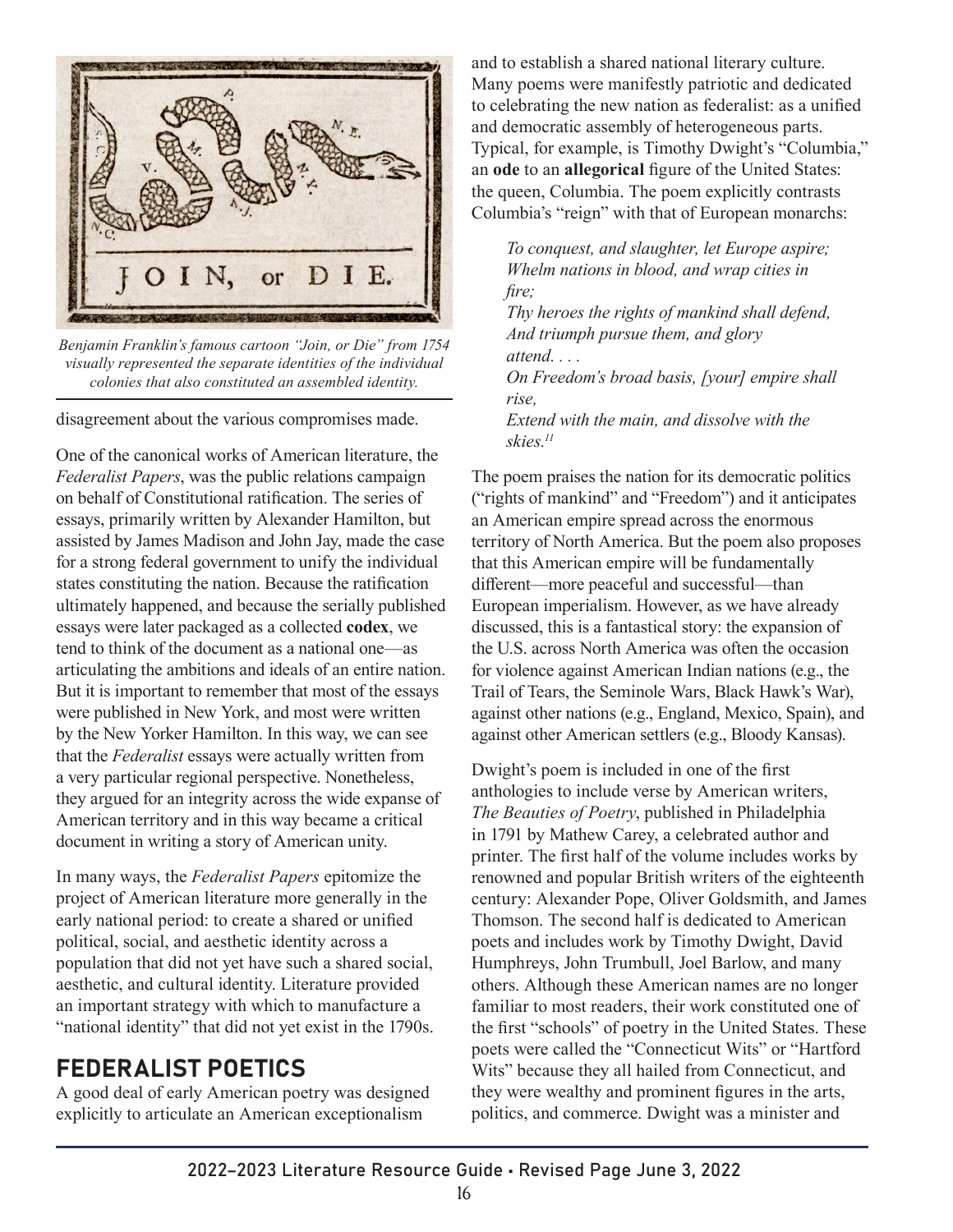Benjamin Franklin's famous cartoon "Join, or Die" from 1754 visually represented the separate identities of the individual colonies that also constituted an assembled identity.

disagreement about the various compromises made.

One of the canonical works of American literature, the *Federalist Papers*, was the public relations campaign on behalf of Constitutional ratification. The series of essays, primarily written by Alexander Hamilton, but assisted by James Madison and John Jay, made the case for a strong federal government to unify the individual states constituting the nation. Because the ratification ultimately happened, and because the serially published essays were later packaged as a collected **codex**, we tend to think of the document as a national one—as articulating the ambitions and ideals of an entire nation. But it is important to remember that most of the essays were published in New York, and most were written by the New Yorker Hamilton. In this way, we can see that the *Federalist* essays were actually written from a very particular regional perspective. Nonetheless, they argued for an integrity across the wide expanse of American territory and in this way became a critical document in writing a story of American unity.

In many ways, the *Federalist Papers* epitomize the project of American literature more generally in the early national period: to create a shared or unified political, social, and aesthetic identity across a population that did not yet have such a shared social, aesthetic, and cultural identity. Literature provided an important strategy with which to manufacture a "national identity" that did not yet exist in the 1790s.

## FEDERALIST POETICS

A good deal of early American poetry was designed explicitly to articulate an American exceptionalism and to establish a shared national literary culture. Many poems were manifestly patriotic and dedicated to celebrating the new nation as federalist: as a unified and democratic assembly of heterogeneous parts. Typical, for example, is Timothy Dwight's "Columbia," an **ode** to an **allegorical** figure of the United States: the queen, Columbia. The poem explicitly contrasts Columbia's "reign" with that of European monarchs:

> *To conquest, and slaughter, let Europe aspire;*
> *Whelm nations in blood, and wrap cities in fire;*
> *Thy heroes the rights of mankind shall defend,*
> *And triumph pursue them, and glory attend. . . .*
> *On Freedom's broad basis, [your] empire shall rise,*
> *Extend with the main, and dissolve with the skies.*[11]

The poem praises the nation for its democratic politics ("rights of mankind" and "Freedom") and it anticipates an American empire spread across the enormous territory of North America. But the poem also proposes that this American empire will be fundamentally different—more peaceful and successful—than European imperialism. However, as we have already discussed, this is a fantastical story: the expansion of the U.S. across North America was often the occasion for violence against American Indian nations (e.g., the Trail of Tears, the Seminole Wars, Black Hawk's War), against other nations (e.g., England, Mexico, Spain), and against other American settlers (e.g., Bloody Kansas).

Dwight's poem is included in one of the first anthologies to include verse by American writers, *The Beauties of Poetry*, published in Philadelphia in 1791 by Mathew Carey, a celebrated author and printer. The first half of the volume includes works by renowned and popular British writers of the eighteenth century: Alexander Pope, Oliver Goldsmith, and James Thomson. The second half is dedicated to American poets and includes work by Timothy Dwight, David Humphreys, John Trumbull, Joel Barlow, and many others. Although these American names are no longer familiar to most readers, their work constituted one of the first "schools" of poetry in the United States. These poets were called the "Connecticut Wits" or "Hartford Wits" because they all hailed from Connecticut, and they were wealthy and prominent figures in the arts, politics, and commerce. Dwight was a minister and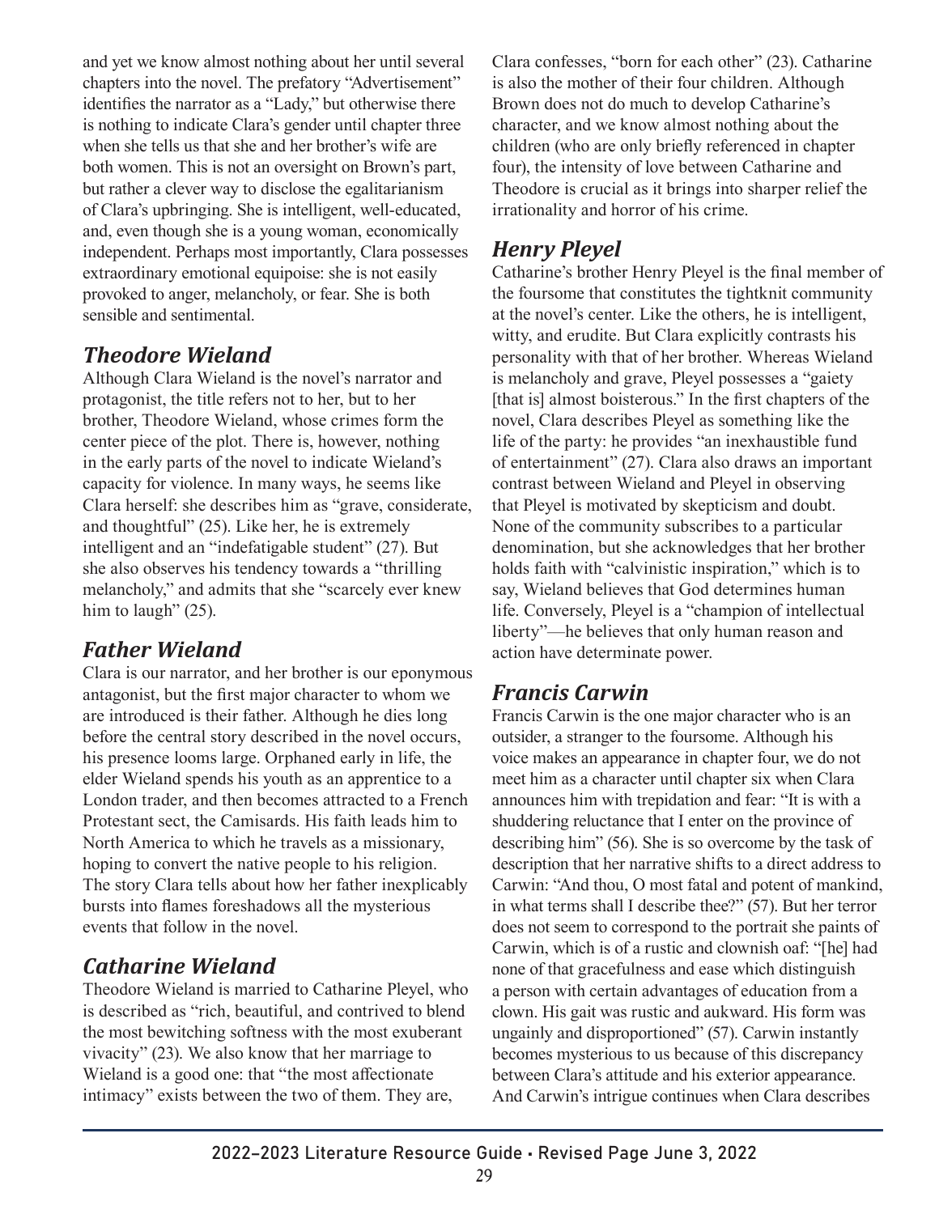and yet we know almost nothing about her until several chapters into the novel. The prefatory "Advertisement" identifies the narrator as a "Lady," but otherwise there is nothing to indicate Clara's gender until chapter three when she tells us that she and her brother's wife are both women. This is not an oversight on Brown's part, but rather a clever way to disclose the egalitarianism of Clara's upbringing. She is intelligent, well-educated, and, even though she is a young woman, economically independent. Perhaps most importantly, Clara possesses extraordinary emotional equipoise: she is not easily provoked to anger, melancholy, or fear. She is both sensible and sentimental.

## *Theodore Wieland*

Although Clara Wieland is the novel's narrator and protagonist, the title refers not to her, but to her brother, Theodore Wieland, whose crimes form the center piece of the plot. There is, however, nothing in the early parts of the novel to indicate Wieland's capacity for violence. In many ways, he seems like Clara herself: she describes him as "grave, considerate, and thoughtful" (25). Like her, he is extremely intelligent and an "indefatigable student" (27). But she also observes his tendency towards a "thrilling melancholy," and admits that she "scarcely ever knew him to laugh" (25).

## *Father Wieland*

Clara is our narrator, and her brother is our eponymous antagonist, but the first major character to whom we are introduced is their father. Although he dies long before the central story described in the novel occurs, his presence looms large. Orphaned early in life, the elder Wieland spends his youth as an apprentice to a London trader, and then becomes attracted to a French Protestant sect, the Camisards. His faith leads him to North America to which he travels as a missionary, hoping to convert the native people to his religion. The story Clara tells about how her father inexplicably bursts into flames foreshadows all the mysterious events that follow in the novel.

## *Catharine Wieland*

Theodore Wieland is married to Catharine Pleyel, who is described as "rich, beautiful, and contrived to blend the most bewitching softness with the most exuberant vivacity" (23). We also know that her marriage to Wieland is a good one: that "the most affectionate intimacy" exists between the two of them. They are, Clara confesses, "born for each other" (23). Catharine is also the mother of their four children. Although Brown does not do much to develop Catharine's character, and we know almost nothing about the children (who are only briefly referenced in chapter four), the intensity of love between Catharine and Theodore is crucial as it brings into sharper relief the irrationality and horror of his crime.

## *Henry Pleyel*

Catharine's brother Henry Pleyel is the final member of the foursome that constitutes the tightknit community at the novel's center. Like the others, he is intelligent, witty, and erudite. But Clara explicitly contrasts his personality with that of her brother. Whereas Wieland is melancholy and grave, Pleyel possesses a "gaiety [that is] almost boisterous." In the first chapters of the novel, Clara describes Pleyel as something like the life of the party: he provides "an inexhaustible fund of entertainment" (27). Clara also draws an important contrast between Wieland and Pleyel in observing that Pleyel is motivated by skepticism and doubt. None of the community subscribes to a particular denomination, but she acknowledges that her brother holds faith with "calvinistic inspiration," which is to say, Wieland believes that God determines human life. Conversely, Pleyel is a "champion of intellectual liberty"—he believes that only human reason and action have determinate power.

## *Francis Carwin*

Francis Carwin is the one major character who is an outsider, a stranger to the foursome. Although his voice makes an appearance in chapter four, we do not meet him as a character until chapter six when Clara announces him with trepidation and fear: "It is with a shuddering reluctance that I enter on the province of describing him" (56). She is so overcome by the task of description that her narrative shifts to a direct address to Carwin: "And thou, O most fatal and potent of mankind, in what terms shall I describe thee?" (57). But her terror does not seem to correspond to the portrait she paints of Carwin, which is of a rustic and clownish oaf: "[he] had none of that gracefulness and ease which distinguish a person with certain advantages of education from a clown. His gait was rustic and aukward. His form was ungainly and disproportioned" (57). Carwin instantly becomes mysterious to us because of this discrepancy between Clara's attitude and his exterior appearance. And Carwin's intrigue continues when Clara describes